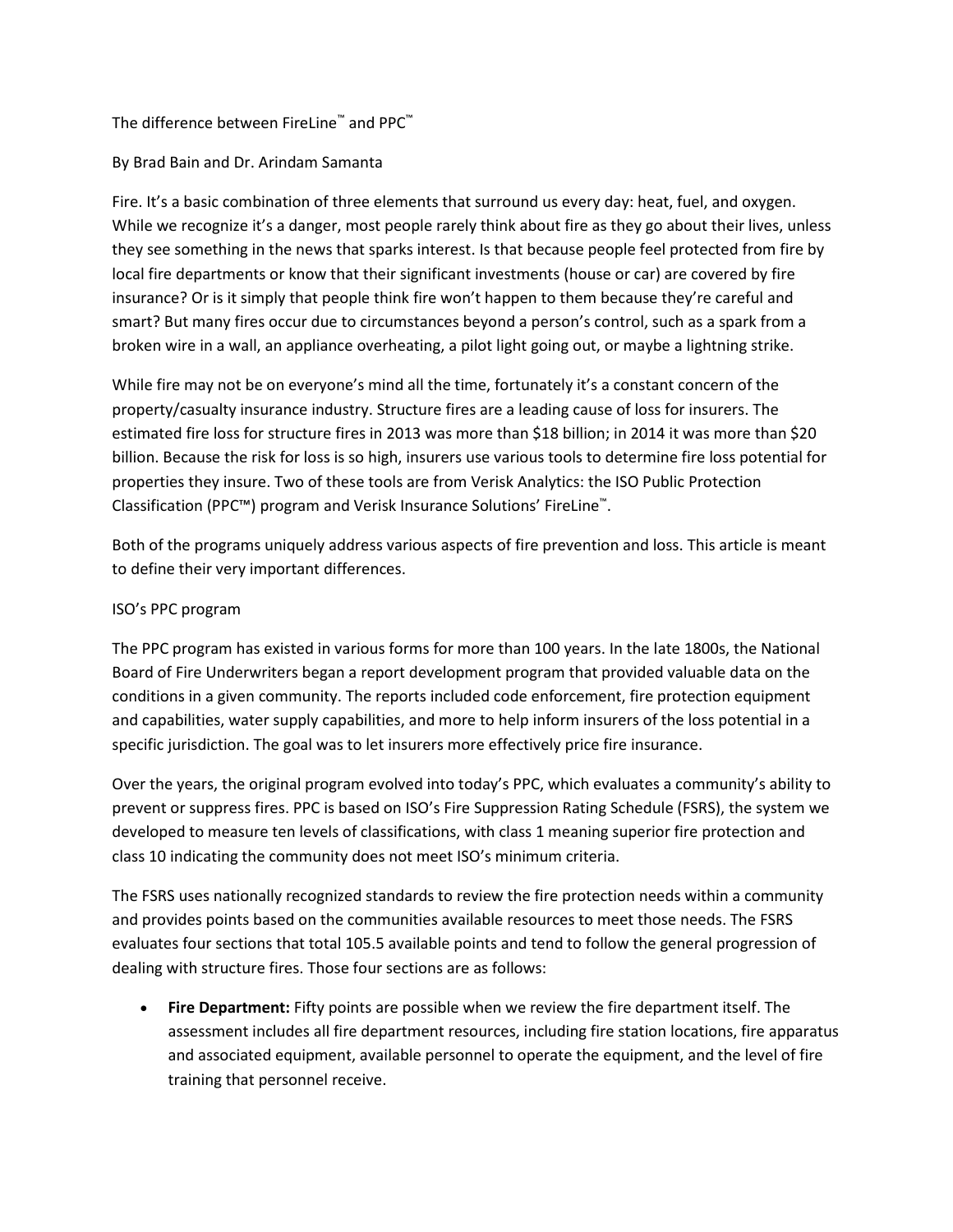# The difference between FireLine™ and PPC™

By Brad Bain and Dr. Arindam Samanta

Fire. It's a basic combination of three elements that surround us every day: heat, fuel, and oxygen. While we recognize it's a danger, most people rarely think about fire as they go about their lives, unless they see something in the news that sparks interest. Is that because people feel protected from fire by local fire departments or know that their significant investments (house or car) are covered by fire insurance? Or is it simply that people think fire won't happen to them because they're careful and smart? But many fires occur due to circumstances beyond a person's control, such as a spark from a broken wire in a wall, an appliance overheating, a pilot light going out, or maybe a lightning strike.

While fire may not be on everyone's mind all the time, fortunately it's a constant concern of the property/casualty insurance industry. Structure fires are a leading cause of loss for insurers. The estimated fire loss for structure fires in 2013 was more than $18 billion; in 2014 it was more than $20 billion. Because the risk for loss is so high, insurers use various tools to determine fire loss potential for properties they insure. Two of these tools are from Verisk Analytics: the ISO Public Protection Classification (PPC™) program and Verisk Insurance Solutions' FireLine™.

Both of the programs uniquely address various aspects of fire prevention and loss. This article is meant to define their very important differences.

## ISO's PPC program

The PPC program has existed in various forms for more than 100 years. In the late 1800s, the National Board of Fire Underwriters began a report development program that provided valuable data on the conditions in a given community. The reports included code enforcement, fire protection equipment and capabilities, water supply capabilities, and more to help inform insurers of the loss potential in a specific jurisdiction. The goal was to let insurers more effectively price fire insurance.

Over the years, the original program evolved into today's PPC, which evaluates a community's ability to prevent or suppress fires. PPC is based on ISO's Fire Suppression Rating Schedule (FSRS), the system we developed to measure ten levels of classifications, with class 1 meaning superior fire protection and class 10 indicating the community does not meet ISO's minimum criteria.

The FSRS uses nationally recognized standards to review the fire protection needs within a community and provides points based on the communities available resources to meet those needs. The FSRS evaluates four sections that total 105.5 available points and tend to follow the general progression of dealing with structure fires. Those four sections are as follows:

- **Fire Department:** Fifty points are possible when we review the fire department itself. The assessment includes all fire department resources, including fire station locations, fire apparatus and associated equipment, available personnel to operate the equipment, and the level of fire training that personnel receive.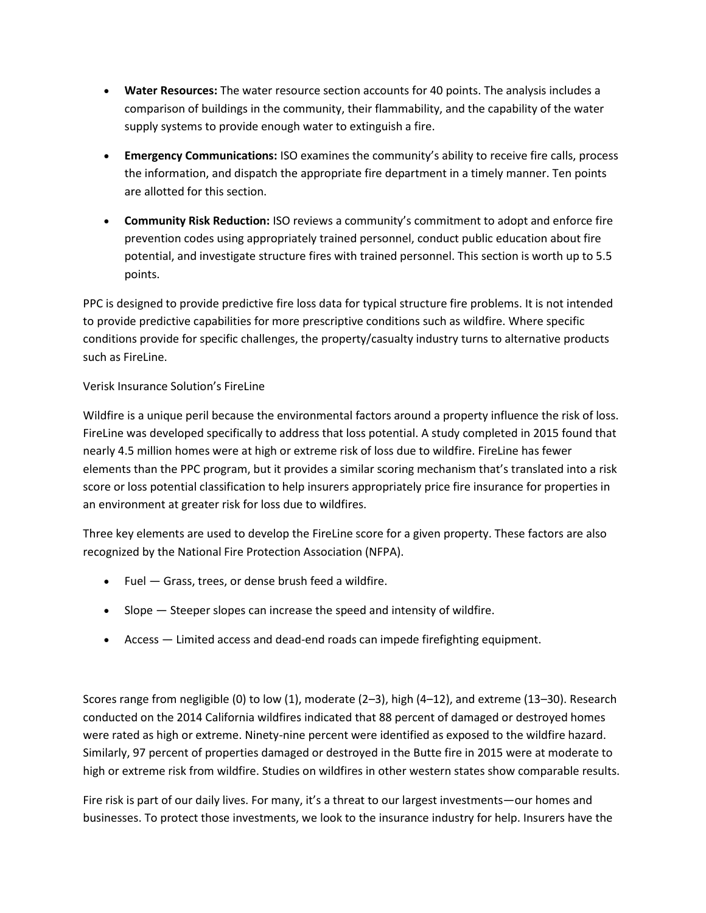- **Water Resources:** The water resource section accounts for 40 points. The analysis includes a comparison of buildings in the community, their flammability, and the capability of the water supply systems to provide enough water to extinguish a fire.
- **Emergency Communications:** ISO examines the community's ability to receive fire calls, process the information, and dispatch the appropriate fire department in a timely manner. Ten points are allotted for this section.
- **Community Risk Reduction:** ISO reviews a community's commitment to adopt and enforce fire prevention codes using appropriately trained personnel, conduct public education about fire potential, and investigate structure fires with trained personnel. This section is worth up to 5.5 points.

PPC is designed to provide predictive fire loss data for typical structure fire problems. It is not intended to provide predictive capabilities for more prescriptive conditions such as wildfire. Where specific conditions provide for specific challenges, the property/casualty industry turns to alternative products such as FireLine.

Verisk Insurance Solution's FireLine

Wildfire is a unique peril because the environmental factors around a property influence the risk of loss. FireLine was developed specifically to address that loss potential. A study completed in 2015 found that nearly 4.5 million homes were at high or extreme risk of loss due to wildfire. FireLine has fewer elements than the PPC program, but it provides a similar scoring mechanism that's translated into a risk score or loss potential classification to help insurers appropriately price fire insurance for properties in an environment at greater risk for loss due to wildfires.

Three key elements are used to develop the FireLine score for a given property. These factors are also recognized by the National Fire Protection Association (NFPA).

- Fuel — Grass, trees, or dense brush feed a wildfire.
- Slope — Steeper slopes can increase the speed and intensity of wildfire.
- Access — Limited access and dead-end roads can impede firefighting equipment.

Scores range from negligible (0) to low (1), moderate (2–3), high (4–12), and extreme (13–30). Research conducted on the 2014 California wildfires indicated that 88 percent of damaged or destroyed homes were rated as high or extreme. Ninety-nine percent were identified as exposed to the wildfire hazard. Similarly, 97 percent of properties damaged or destroyed in the Butte fire in 2015 were at moderate to high or extreme risk from wildfire. Studies on wildfires in other western states show comparable results.

Fire risk is part of our daily lives. For many, it's a threat to our largest investments—our homes and businesses. To protect those investments, we look to the insurance industry for help. Insurers have the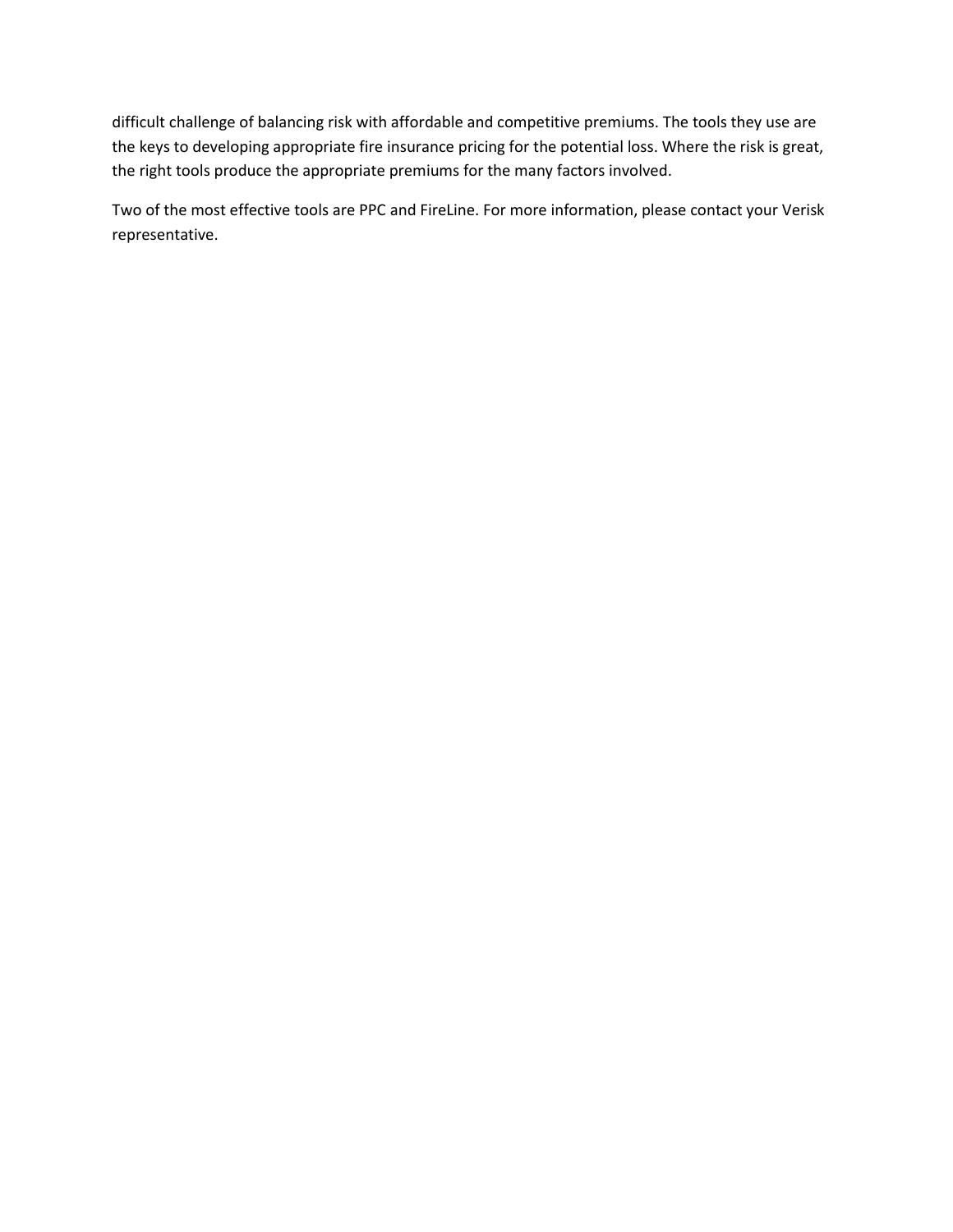difficult challenge of balancing risk with affordable and competitive premiums. The tools they use are the keys to developing appropriate fire insurance pricing for the potential loss. Where the risk is great, the right tools produce the appropriate premiums for the many factors involved.

Two of the most effective tools are PPC and FireLine. For more information, please contact your Verisk representative.